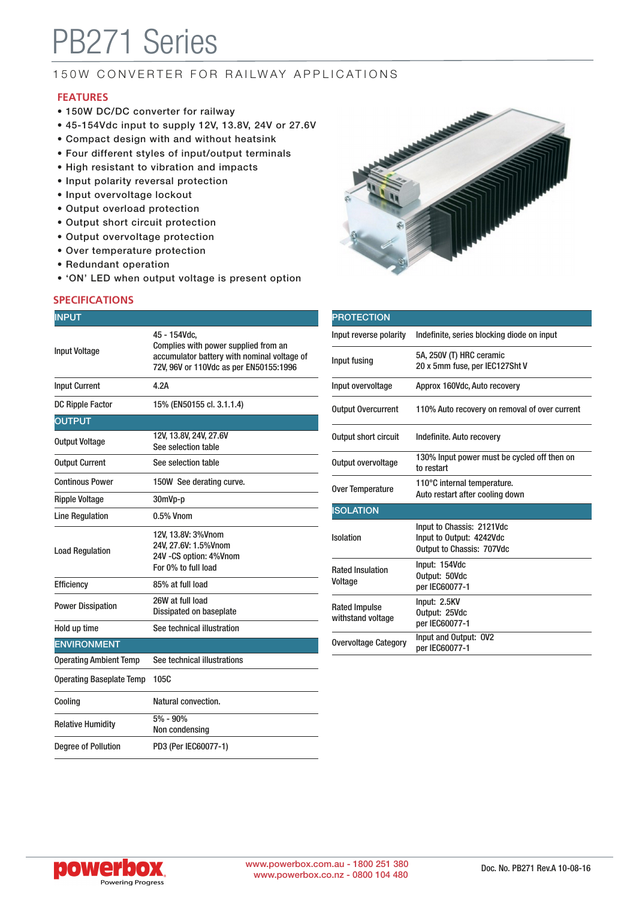# PB271 Series

150W CONVERTER FOR RAILWAY APPLICATIONS

## FEATURES

- 150W DC/DC converter for railway
- 45-154Vdc input to supply 12V, 13.8V, 24V or 27.6V
- Compact design with and without heatsink
- Four different styles of input/output terminals
- High resistant to vibration and impacts
- Input polarity reversal protection
- Input overvoltage lockout
- Output overload protection
- Output short circuit protection
- Output overvoltage protection
- Over temperature protection
- Redundant operation
- 'ON' LED when output voltage is present option

## SPECIFICATIONS

| INPUT | |
|---|---|
| Input Voltage | 45 - 154Vdc, Complies with power supplied from an accumulator battery with nominal voltage of 72V, 96V or 110Vdc as per EN50155:1996 |
| Input Current | 4.2A |
| DC Ripple Factor | 15% (EN50155 cl. 3.1.1.4) |

| OUTPUT | |
|---|---|
| Output Voltage | 12V, 13.8V, 24V, 27.6V See selection table |
| Output Current | See selection table |
| Continous Power | 150W See derating curve. |
| Ripple Voltage | 30mVp-p |
| Line Regulation | 0.5% Vnom |
| Load Regulation | 12V, 13.8V: 3%Vnom 24V, 27.6V: 1.5%Vnom 24V -CS option: 4%Vnom For 0% to full load |
| Efficiency | 85% at full load |
| Power Dissipation | 26W at full load Dissipated on baseplate |
| Hold up time | See technical illustration |

| ENVIRONMENT | |
|---|---|
| Operating Ambient Temp | See technical illustrations |
| Operating Baseplate Temp | 105C |
| Cooling | Natural convection. |
| Relative Humidity | 5% - 90% Non condensing |
| Degree of Pollution | PD3 (Per IEC60077-1) |

| PROTECTION | |
|---|---|
| Input reverse polarity | Indefinite, series blocking diode on input |
| Input fusing | 5A, 250V (T) HRC ceramic 20 x 5mm fuse, per IEC127Sht V |
| Input overvoltage | Approx 160Vdc, Auto recovery |
| Output Overcurrent | 110% Auto recovery on removal of over current |
| Output short circuit | Indefinite. Auto recovery |
| Output overvoltage | 130% Input power must be cycled off then on to restart |
| Over Temperature | 110°C internal temperature. Auto restart after cooling down |

| ISOLATION | |
|---|---|
| Isolation | Input to Chassis: 2121Vdc Input to Output: 4242Vdc Output to Chassis: 707Vdc |
| Rated Insulation Voltage | Input: 154Vdc Output: 50Vdc per IEC60077-1 |
| Rated Impulse withstand voltage | Input: 2.5KV Output: 25Vdc per IEC60077-1 |
| Overvoltage Category | Input and Output: OV2 per IEC60077-1 |

powerbox Powering Progress

www.powerbox.com.au - 1800 251 380
www.powerbox.co.nz - 0800 104 480

Doc. No. PB271 Rev.A 10-08-16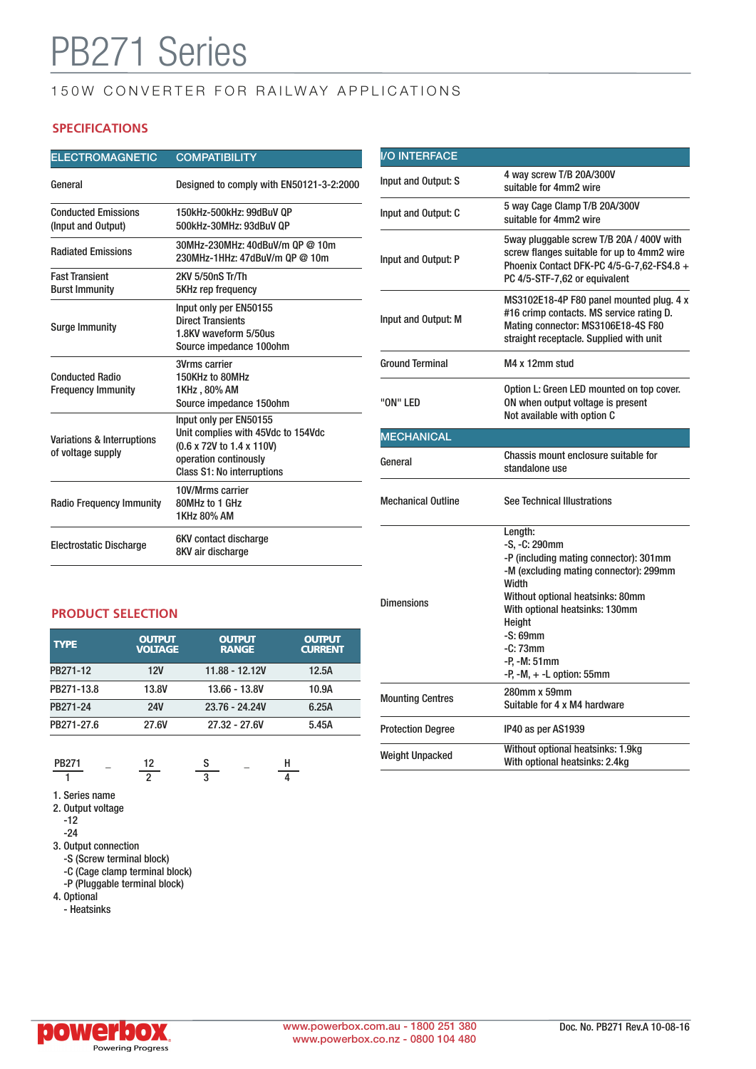# PB271 Series

150W CONVERTER FOR RAILWAY APPLICATIONS

## SPECIFICATIONS

| ELECTROMAGNETIC | COMPATIBILITY |
|---|---|
| General | Designed to comply with EN50121-3-2:2000 |
| Conducted Emissions (Input and Output) | 150kHz-500kHz: 99dBuV QP<br>500kHz-30MHz: 93dBuV QP |
| Radiated Emissions | 30MHz-230MHz: 40dBuV/m QP @ 10m<br>230MHz-1HHz: 47dBuV/m QP @ 10m |
| Fast Transient Burst Immunity | 2KV 5/50nS Tr/Th<br>5KHz rep frequency |
| Surge Immunity | Input only per EN50155<br>Direct Transients<br>1.8KV waveform 5/50us<br>Source impedance 100ohm |
| Conducted Radio Frequency Immunity | 3Vrms carrier<br>150KHz to 80MHz<br>1KHz , 80% AM<br>Source impedance 150ohm |
| Variations & Interruptions of voltage supply | Input only per EN50155<br>Unit complies with 45Vdc to 154Vdc<br>(0.6 x 72V to 1.4 x 110V)<br>operation continously<br>Class S1: No interruptions |
| Radio Frequency Immunity | 10V/Mrms carrier<br>80MHz to 1 GHz<br>1KHz 80% AM |
| Electrostatic Discharge | 6KV contact discharge<br>8KV air discharge |

| I/O INTERFACE | |
|---|---|
| Input and Output: S | 4 way screw T/B 20A/300V suitable for 4mm2 wire |
| Input and Output: C | 5 way Cage Clamp T/B 20A/300V suitable for 4mm2 wire |
| Input and Output: P | 5way pluggable screw T/B 20A / 400V with screw flanges suitable for up to 4mm2 wire Phoenix Contact DFK-PC 4/5-G-7,62-FS4.8 + PC 4/5-STF-7,62 or equivalent |
| Input and Output: M | MS3102E18-4P F80 panel mounted plug. 4 x #16 crimp contacts. MS service rating D. Mating connector: MS3106E18-4S F80 straight receptacle. Supplied with unit |
| Ground Terminal | M4 x 12mm stud |
| "ON" LED | Option L: Green LED mounted on top cover.<br>ON when output voltage is present<br>Not available with option C |

| MECHANICAL | |
|---|---|
| General | Chassis mount enclosure suitable for standalone use |
| Mechanical Outline | See Technical Illustrations |
| Dimensions | Length:<br>-S, -C: 290mm<br>-P (including mating connector): 301mm<br>-M (excluding mating connector): 299mm<br>Width<br>Without optional heatsinks: 80mm<br>With optional heatsinks: 130mm<br>Height<br>-S: 69mm<br>-C: 73mm<br>-P, -M: 51mm<br>-P, -M, + -L option: 55mm |
| Mounting Centres | 280mm x 59mm<br>Suitable for 4 x M4 hardware |
| Protection Degree | IP40 as per AS1939 |
| Weight Unpacked | Without optional heatsinks: 1.9kg<br>With optional heatsinks: 2.4kg |

## PRODUCT SELECTION

| TYPE | OUTPUT VOLTAGE | OUTPUT RANGE | OUTPUT CURRENT |
|---|---|---|---|
| PB271-12 | 12V | 11.88 - 12.12V | 12.5A |
| PB271-13.8 | 13.8V | 13.66 - 13.8V | 10.9A |
| PB271-24 | 24V | 23.76 - 24.24V | 6.25A |
| PB271-27.6 | 27.6V | 27.32 - 27.6V | 5.45A |

| PB271 | _ | 12 | S | _ | H |
|---|---|---|---|---|---|
| 1 | | 2 | 3 | | 4 |

1. Series name
2. Output voltage
   - -12
   - -24
3. Output connection
   - -S (Screw terminal block)
   - -C (Cage clamp terminal block)
   - -P (Pluggable terminal block)
4. Optional
   - - Heatsinks

www.powerbox.com.au - 1800 251 380
www.powerbox.co.nz - 0800 104 480

Doc. No. PB271 Rev.A 10-08-16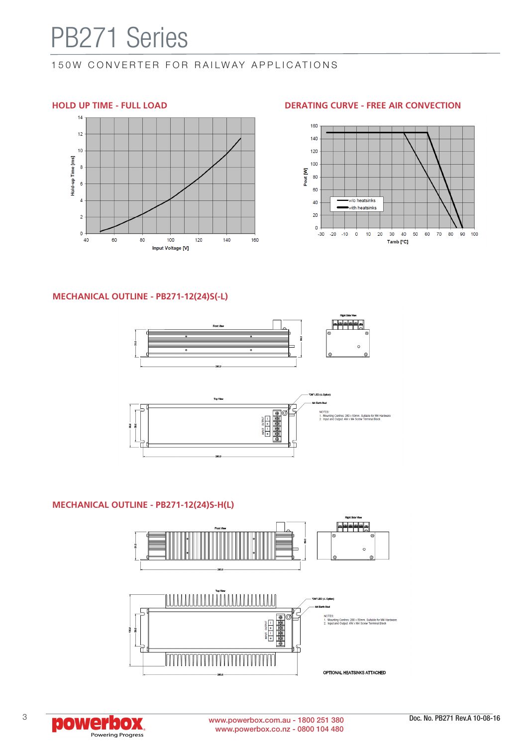# PB271 Series

150W CONVERTER FOR RAILWAY APPLICATIONS

## HOLD UP TIME - FULL LOAD

Hold-up Time [ms]

14
12
10
8
6
4
2
0

40 60 80 100 120 140 160

Input Voltage [V]

## DERATING CURVE - FREE AIR CONVECTION

Pout [W]

160
140
120
100
80
60
40
20
0

-30 -20 -10 0 10 20 30 40 50 60 70 80 90 100

Tamb [°C]

w/o heatsinks
with heatsinks

## MECHANICAL OUTLINE - PB271-12(24)S(-L)

Front View

Right Side View

Top View

"ON" LED (-L Option)

M4 Earth Stud

NOTES:
1. Mounting Centres: 280 x 59mm, Suitable for M4 Hardware
2. Input and Output: 4W x M4 Screw Terminal Block

## MECHANICAL OUTLINE - PB271-12(24)S-H(L)

Front View

Right Side View

Top View

"ON" LED (-L Option)

M4 Earth Stud

NOTES:
1. Mounting Centres: 280 x 59mm, Suitable for M4 Hardware
2. Input and Output: 4W x M4 Screw Terminal Block

OPTIONAL HEATSINKS ATTACHED

www.powerbox.com.au - 1800 251 380
www.powerbox.co.nz - 0800 104 480

Doc. No. PB271 Rev.A 10-08-16